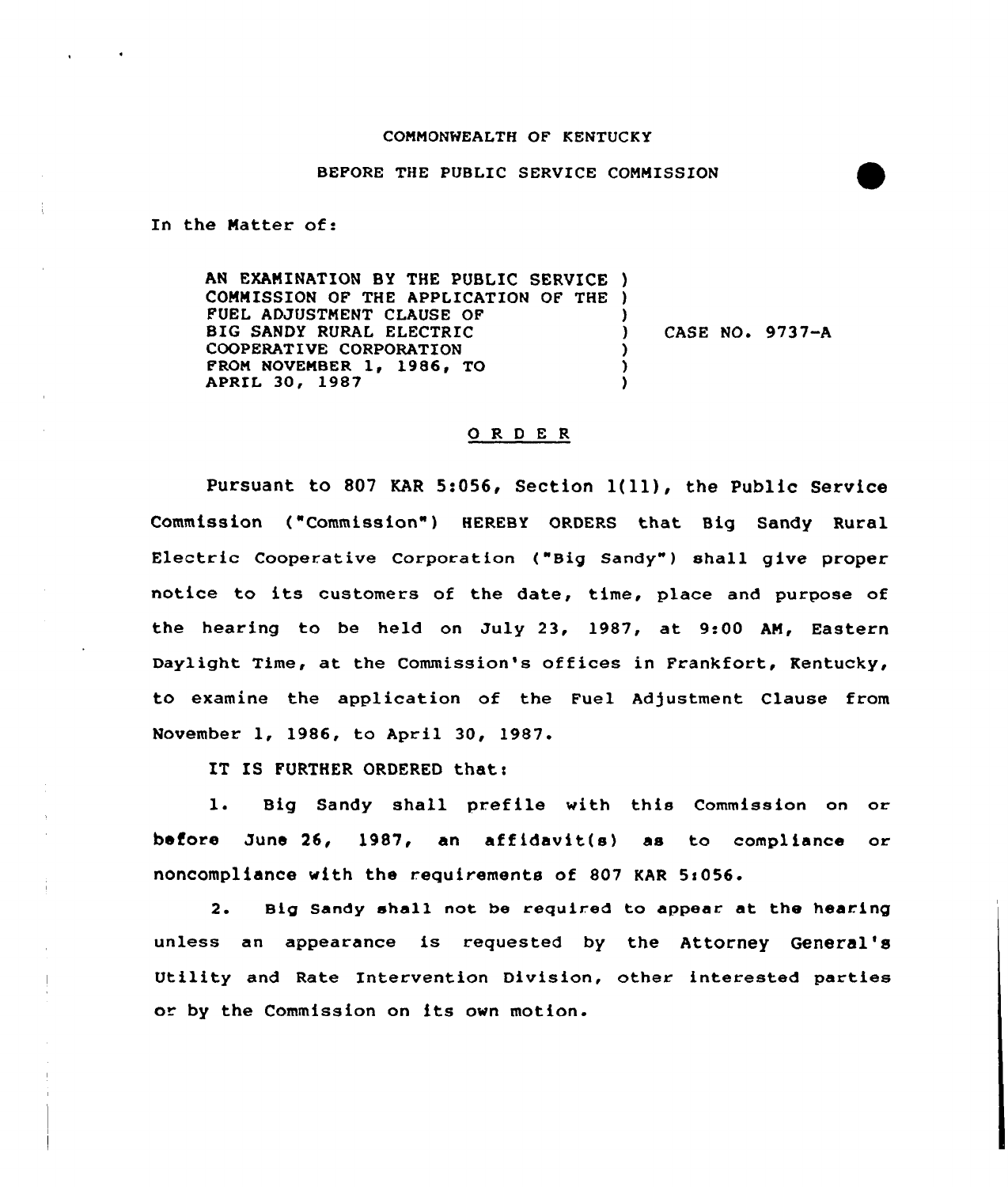COMMONWEALTH OF KENTUCKY

BEFORE THE PUBLIC SERVICE COMMISSION

In the Matter of:

AN EXAMINATION BY THE PUBLIC SERVICE COMMISSION OF THE APPLICATION OF THE FUEL ADJUSTMENT CLAUSE OF BIG SANDY RURAL ELECTRIC COOPERATIVE CORPORATION FROM NOVEMBER 1, 1986, TO APRIL 30, 1987 ) CASE NO. 9737-A

# ORDER

Pursuant to 807 KAR 5:056, Section 1(11), the Public Service Commission ("Commission") HEREBY ORDERS that Big Sandy Rural Electric Cooperative Corporation ("Big Sandy") shall give proper notice to its customers of the date, time, place and purpose of the hearing to be held on July 23, 1987, at 9:00 AM, Eastern Daylight Time, at the Commission's offices in Frankfort, Kentucky, to examine the application of the Fuel Adjustment Clause from November 1, 1986, to April 30, 1987.

IT IS FURTHER ORDERED that:

1. Big Sandy shall prefile with this Commission on or before June 26, 1987, an affidavit(s) as to compliance or noncompliance with the requirements of 807 KAR 5:056.

2. Big Sandy shall not be required to appear at the hearing unless an appearance is requested by the Attorney General's Utility and Rate Intervention Division, other interested parties or by the Commission on its own motion.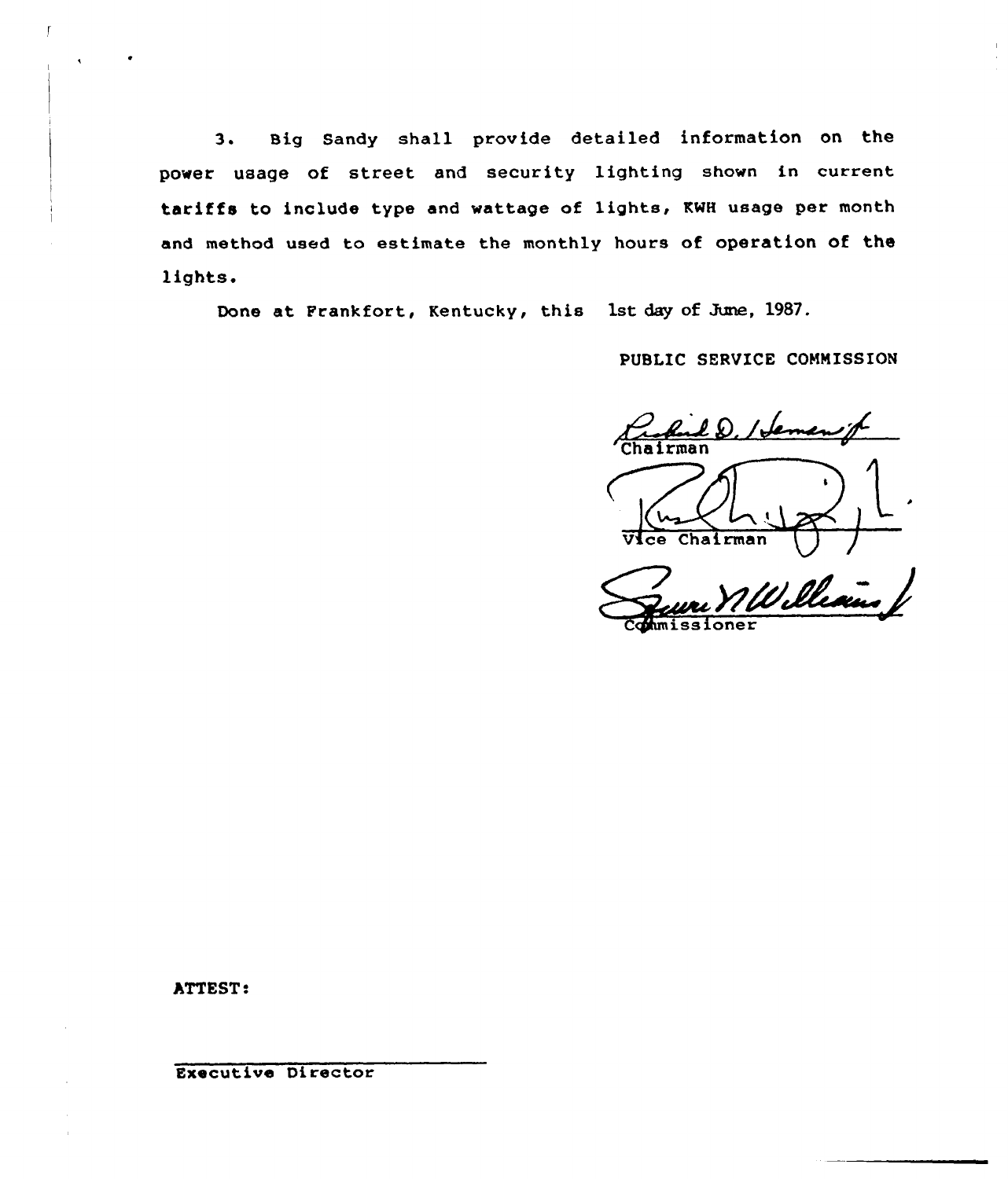3. Big Sandy shall provide detailed information on the power usage of street and security lighting shown in current tariffs to include type and wattage of lights, KWH usage per month and method used to estimate the monthly hours of operation of the lights.

Done at Frankfort, Kentucky, this 1st day of June, 1987.

PUBLIC SERVICE COMMISSION

Chairman

Vice Chairman

Commissioner

ATTEST:

Executive Director